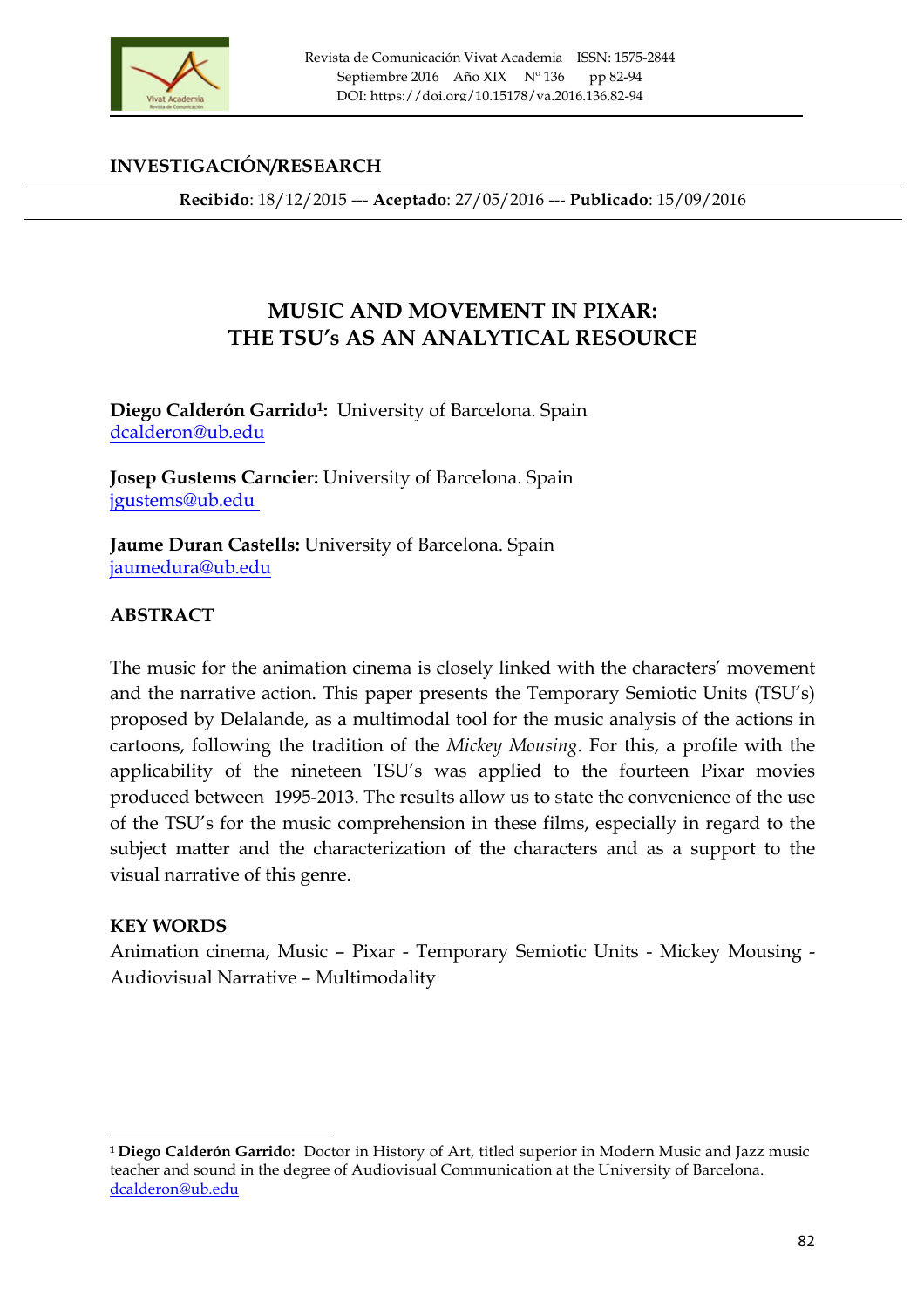## INVESTIGACIÓN/RESEARCH

**Recibido**: 18/12/2015 --- **Aceptado**: 27/05/2016 --- **Publicado**: 15/09/2016

# MUSIC AND MOVEMENT IN PIXAR: THE TSU's AS AN ANALYTICAL RESOURCE

**Diego Calderón Garrido[1]:** University of Barcelona. Spain
dcalderon@ub.edu

**Josep Gustems Carncier:** University of Barcelona. Spain
jgustems@ub.edu

**Jaume Duran Castells:** University of Barcelona. Spain
jaumedura@ub.edu

## ABSTRACT

The music for the animation cinema is closely linked with the characters' movement and the narrative action. This paper presents the Temporary Semiotic Units (TSU's) proposed by Delalande, as a multimodal tool for the music analysis of the actions in cartoons, following the tradition of the *Mickey Mousing*. For this, a profile with the applicability of the nineteen TSU's was applied to the fourteen Pixar movies produced between 1995-2013. The results allow us to state the convenience of the use of the TSU's for the music comprehension in these films, especially in regard to the subject matter and the characterization of the characters and as a support to the visual narrative of this genre.

## KEY WORDS

Animation cinema, Music – Pixar - Temporary Semiotic Units - Mickey Mousing - Audiovisual Narrative – Multimodality

---

[1] **Diego Calderón Garrido:** Doctor in History of Art, titled superior in Modern Music and Jazz music teacher and sound in the degree of Audiovisual Communication at the University of Barcelona. dcalderon@ub.edu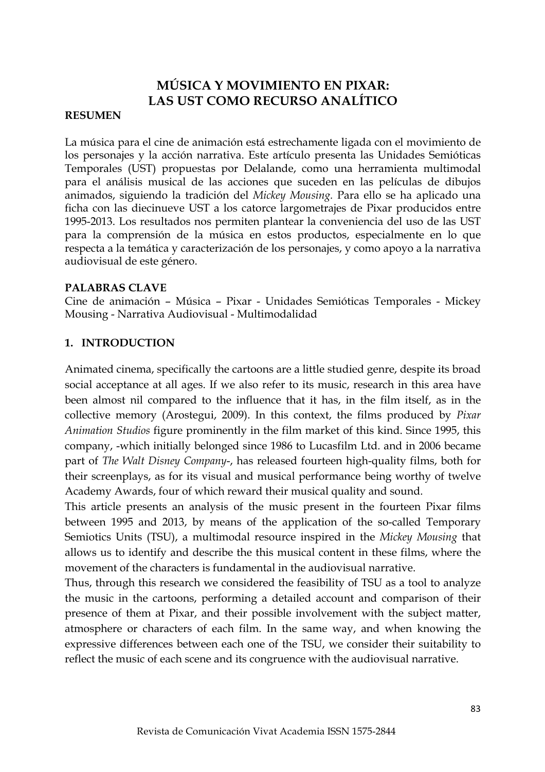# MÚSICA Y MOVIMIENTO EN PIXAR: LAS UST COMO RECURSO ANALÍTICO

**RESUMEN**

La música para el cine de animación está estrechamente ligada con el movimiento de los personajes y la acción narrativa. Este artículo presenta las Unidades Semióticas Temporales (UST) propuestas por Delalande, como una herramienta multimodal para el análisis musical de las acciones que suceden en las películas de dibujos animados, siguiendo la tradición del *Mickey Mousing*. Para ello se ha aplicado una ficha con las diecinueve UST a los catorce largometrajes de Pixar producidos entre 1995-2013. Los resultados nos permiten plantear la conveniencia del uso de las UST para la comprensión de la música en estos productos, especialmente en lo que respecta a la temática y caracterización de los personajes, y como apoyo a la narrativa audiovisual de este género.

**PALABRAS CLAVE**

Cine de animación – Música – Pixar - Unidades Semióticas Temporales - Mickey Mousing - Narrativa Audiovisual - Multimodalidad

## 1. INTRODUCTION

Animated cinema, specifically the cartoons are a little studied genre, despite its broad social acceptance at all ages. If we also refer to its music, research in this area have been almost nil compared to the influence that it has, in the film itself, as in the collective memory (Arostegui, 2009). In this context, the films produced by *Pixar Animation Studios* figure prominently in the film market of this kind. Since 1995, this company, -which initially belonged since 1986 to Lucasfilm Ltd. and in 2006 became part of *The Walt Disney Company*-, has released fourteen high-quality films, both for their screenplays, as for its visual and musical performance being worthy of twelve Academy Awards, four of which reward their musical quality and sound.

This article presents an analysis of the music present in the fourteen Pixar films between 1995 and 2013, by means of the application of the so-called Temporary Semiotics Units (TSU), a multimodal resource inspired in the *Mickey Mousing* that allows us to identify and describe the this musical content in these films, where the movement of the characters is fundamental in the audiovisual narrative.

Thus, through this research we considered the feasibility of TSU as a tool to analyze the music in the cartoons, performing a detailed account and comparison of their presence of them at Pixar, and their possible involvement with the subject matter, atmosphere or characters of each film. In the same way, and when knowing the expressive differences between each one of the TSU, we consider their suitability to reflect the music of each scene and its congruence with the audiovisual narrative.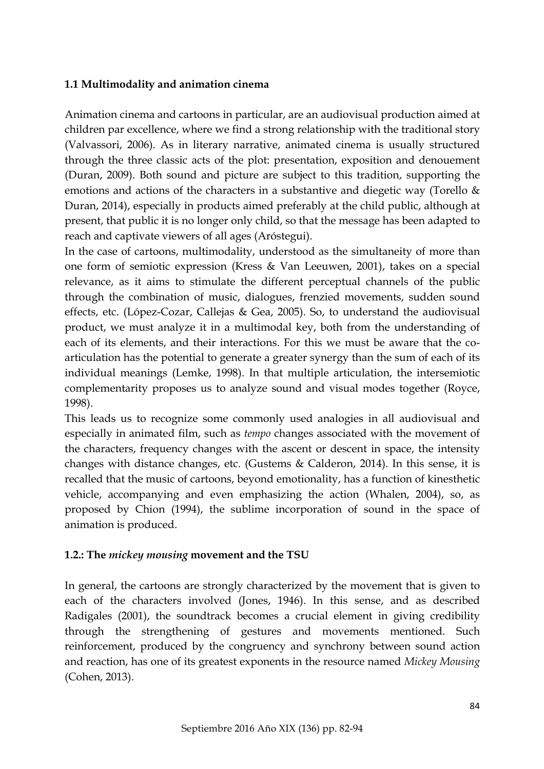### 1.1 Multimodality and animation cinema

Animation cinema and cartoons in particular, are an audiovisual production aimed at children par excellence, where we find a strong relationship with the traditional story (Valvassori, 2006). As in literary narrative, animated cinema is usually structured through the three classic acts of the plot: presentation, exposition and denouement (Duran, 2009). Both sound and picture are subject to this tradition, supporting the emotions and actions of the characters in a substantive and diegetic way (Torello & Duran, 2014), especially in products aimed preferably at the child public, although at present, that public it is no longer only child, so that the message has been adapted to reach and captivate viewers of all ages (Aróstegui).

In the case of cartoons, multimodality, understood as the simultaneity of more than one form of semiotic expression (Kress & Van Leeuwen, 2001), takes on a special relevance, as it aims to stimulate the different perceptual channels of the public through the combination of music, dialogues, frenzied movements, sudden sound effects, etc. (López-Cozar, Callejas & Gea, 2005). So, to understand the audiovisual product, we must analyze it in a multimodal key, both from the understanding of each of its elements, and their interactions. For this we must be aware that the co-articulation has the potential to generate a greater synergy than the sum of each of its individual meanings (Lemke, 1998). In that multiple articulation, the intersemiotic complementarity proposes us to analyze sound and visual modes together (Royce, 1998).

This leads us to recognize some commonly used analogies in all audiovisual and especially in animated film, such as *tempo* changes associated with the movement of the characters, frequency changes with the ascent or descent in space, the intensity changes with distance changes, etc. (Gustems & Calderon, 2014). In this sense, it is recalled that the music of cartoons, beyond emotionality, has a function of kinesthetic vehicle, accompanying and even emphasizing the action (Whalen, 2004), so, as proposed by Chion (1994), the sublime incorporation of sound in the space of animation is produced.

### 1.2.: The *mickey mousing* movement and the TSU

In general, the cartoons are strongly characterized by the movement that is given to each of the characters involved (Jones, 1946). In this sense, and as described Radigales (2001), the soundtrack becomes a crucial element in giving credibility through the strengthening of gestures and movements mentioned. Such reinforcement, produced by the congruency and synchrony between sound action and reaction, has one of its greatest exponents in the resource named *Mickey Mousing* (Cohen, 2013).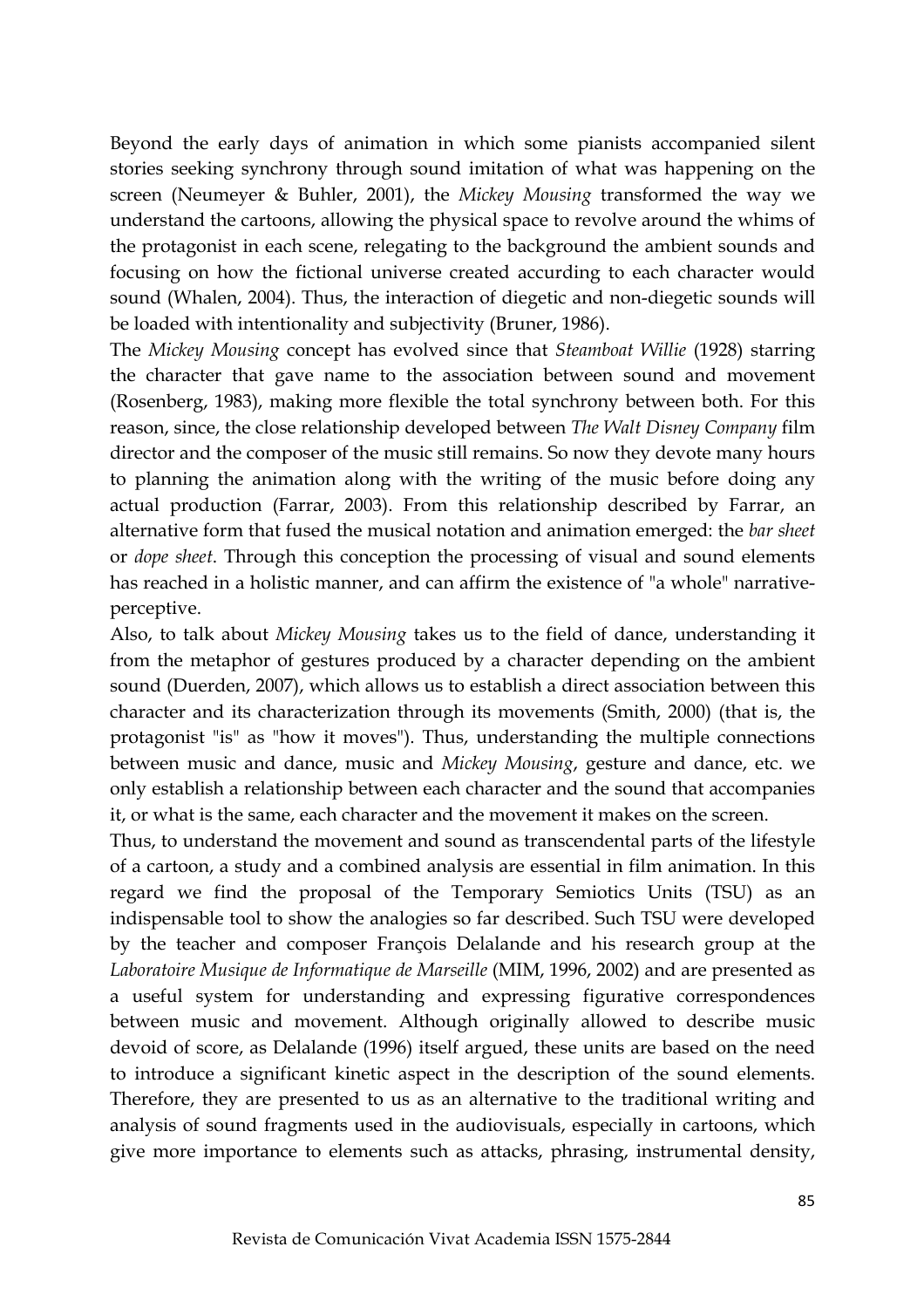Beyond the early days of animation in which some pianists accompanied silent stories seeking synchrony through sound imitation of what was happening on the screen (Neumeyer & Buhler, 2001), the *Mickey Mousing* transformed the way we understand the cartoons, allowing the physical space to revolve around the whims of the protagonist in each scene, relegating to the background the ambient sounds and focusing on how the fictional universe created accurding to each character would sound (Whalen, 2004). Thus, the interaction of diegetic and non-diegetic sounds will be loaded with intentionality and subjectivity (Bruner, 1986).

The *Mickey Mousing* concept has evolved since that *Steamboat Willie* (1928) starring the character that gave name to the association between sound and movement (Rosenberg, 1983), making more flexible the total synchrony between both. For this reason, since, the close relationship developed between *The Walt Disney Company* film director and the composer of the music still remains. So now they devote many hours to planning the animation along with the writing of the music before doing any actual production (Farrar, 2003). From this relationship described by Farrar, an alternative form that fused the musical notation and animation emerged: the *bar sheet* or *dope sheet*. Through this conception the processing of visual and sound elements has reached in a holistic manner, and can affirm the existence of "a whole" narrative-perceptive.

Also, to talk about *Mickey Mousing* takes us to the field of dance, understanding it from the metaphor of gestures produced by a character depending on the ambient sound (Duerden, 2007), which allows us to establish a direct association between this character and its characterization through its movements (Smith, 2000) (that is, the protagonist "is" as "how it moves"). Thus, understanding the multiple connections between music and dance, music and *Mickey Mousing*, gesture and dance, etc. we only establish a relationship between each character and the sound that accompanies it, or what is the same, each character and the movement it makes on the screen.

Thus, to understand the movement and sound as transcendental parts of the lifestyle of a cartoon, a study and a combined analysis are essential in film animation. In this regard we find the proposal of the Temporary Semiotics Units (TSU) as an indispensable tool to show the analogies so far described. Such TSU were developed by the teacher and composer François Delalande and his research group at the *Laboratoire Musique de Informatique de Marseille* (MIM, 1996, 2002) and are presented as a useful system for understanding and expressing figurative correspondences between music and movement. Although originally allowed to describe music devoid of score, as Delalande (1996) itself argued, these units are based on the need to introduce a significant kinetic aspect in the description of the sound elements. Therefore, they are presented to us as an alternative to the traditional writing and analysis of sound fragments used in the audiovisuals, especially in cartoons, which give more importance to elements such as attacks, phrasing, instrumental density,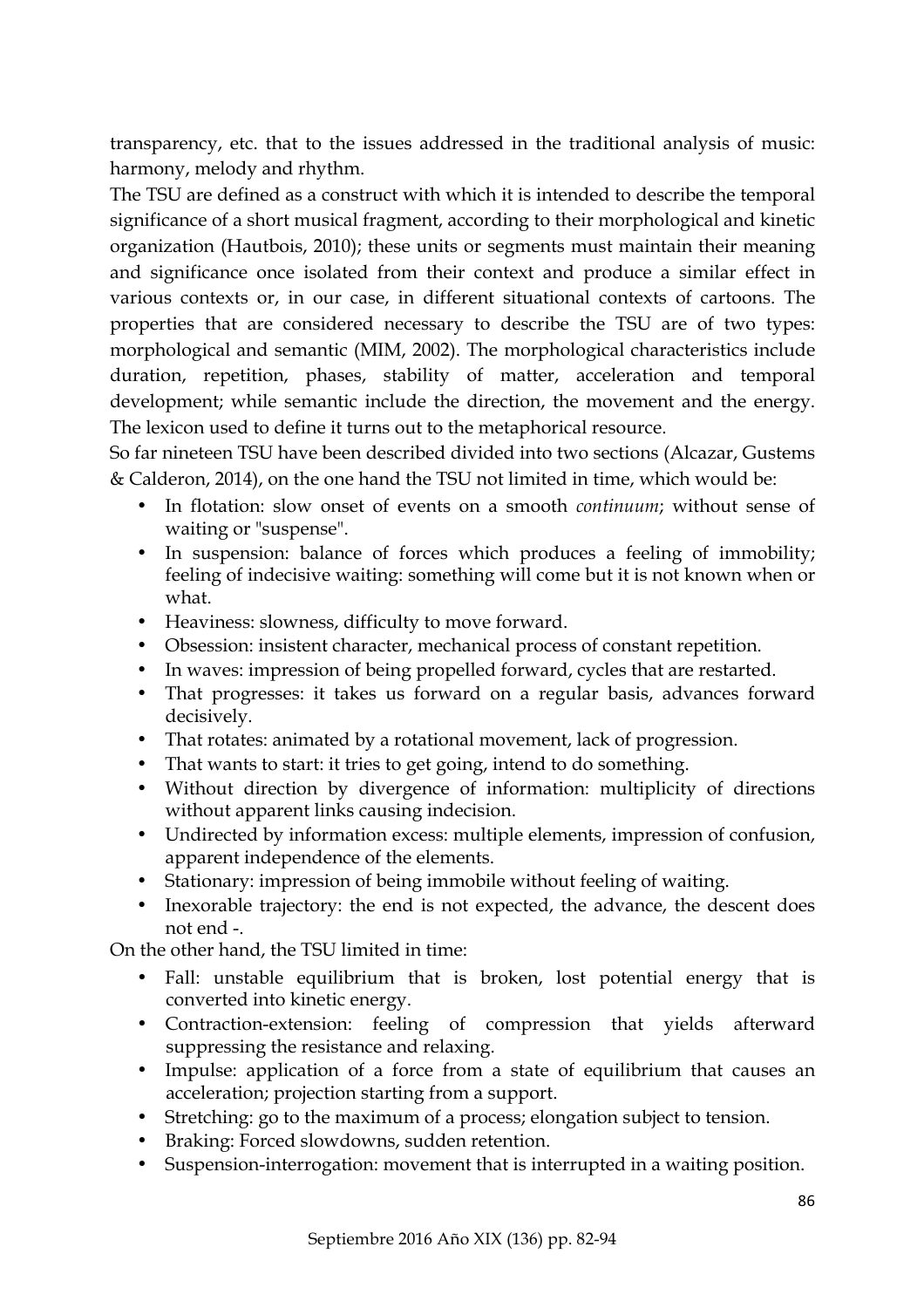transparency, etc. that to the issues addressed in the traditional analysis of music: harmony, melody and rhythm.

The TSU are defined as a construct with which it is intended to describe the temporal significance of a short musical fragment, according to their morphological and kinetic organization (Hautbois, 2010); these units or segments must maintain their meaning and significance once isolated from their context and produce a similar effect in various contexts or, in our case, in different situational contexts of cartoons. The properties that are considered necessary to describe the TSU are of two types: morphological and semantic (MIM, 2002). The morphological characteristics include duration, repetition, phases, stability of matter, acceleration and temporal development; while semantic include the direction, the movement and the energy. The lexicon used to define it turns out to the metaphorical resource.

So far nineteen TSU have been described divided into two sections (Alcazar, Gustems & Calderon, 2014), on the one hand the TSU not limited in time, which would be:

- In flotation: slow onset of events on a smooth *continuum*; without sense of waiting or "suspense".
- In suspension: balance of forces which produces a feeling of immobility; feeling of indecisive waiting: something will come but it is not known when or what.
- Heaviness: slowness, difficulty to move forward.
- Obsession: insistent character, mechanical process of constant repetition.
- In waves: impression of being propelled forward, cycles that are restarted.
- That progresses: it takes us forward on a regular basis, advances forward decisively.
- That rotates: animated by a rotational movement, lack of progression.
- That wants to start: it tries to get going, intend to do something.
- Without direction by divergence of information: multiplicity of directions without apparent links causing indecision.
- Undirected by information excess: multiple elements, impression of confusion, apparent independence of the elements.
- Stationary: impression of being immobile without feeling of waiting.
- Inexorable trajectory: the end is not expected, the advance, the descent does not end -.

On the other hand, the TSU limited in time:

- Fall: unstable equilibrium that is broken, lost potential energy that is converted into kinetic energy.
- Contraction-extension: feeling of compression that yields afterward suppressing the resistance and relaxing.
- Impulse: application of a force from a state of equilibrium that causes an acceleration; projection starting from a support.
- Stretching: go to the maximum of a process; elongation subject to tension.
- Braking: Forced slowdowns, sudden retention.
- Suspension-interrogation: movement that is interrupted in a waiting position.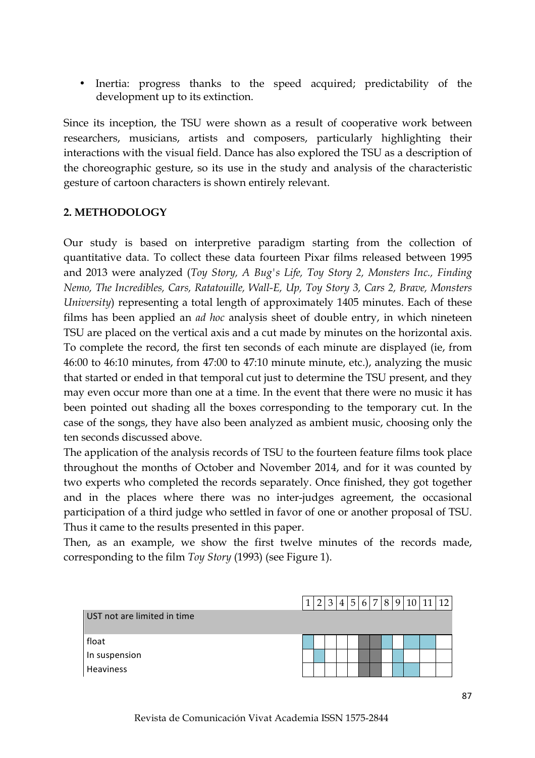- Inertia: progress thanks to the speed acquired; predictability of the development up to its extinction.

Since its inception, the TSU were shown as a result of cooperative work between researchers, musicians, artists and composers, particularly highlighting their interactions with the visual field. Dance has also explored the TSU as a description of the choreographic gesture, so its use in the study and analysis of the characteristic gesture of cartoon characters is shown entirely relevant.

## 2. METHODOLOGY

Our study is based on interpretive paradigm starting from the collection of quantitative data. To collect these data fourteen Pixar films released between 1995 and 2013 were analyzed (*Toy Story, A Bug's Life, Toy Story 2, Monsters Inc., Finding Nemo, The Incredibles, Cars, Ratatouille, Wall-E, Up, Toy Story 3, Cars 2, Brave, Monsters University*) representing a total length of approximately 1405 minutes. Each of these films has been applied an *ad hoc* analysis sheet of double entry, in which nineteen TSU are placed on the vertical axis and a cut made by minutes on the horizontal axis. To complete the record, the first ten seconds of each minute are displayed (ie, from 46:00 to 46:10 minutes, from 47:00 to 47:10 minute minute, etc.), analyzing the music that started or ended in that temporal cut just to determine the TSU present, and they may even occur more than one at a time. In the event that there were no music it has been pointed out shading all the boxes corresponding to the temporary cut. In the case of the songs, they have also been analyzed as ambient music, choosing only the ten seconds discussed above.

The application of the analysis records of TSU to the fourteen feature films took place throughout the months of October and November 2014, and for it was counted by two experts who completed the records separately. Once finished, they got together and in the places where there was no inter-judges agreement, the occasional participation of a third judge who settled in favor of one or another proposal of TSU. Thus it came to the results presented in this paper.

Then, as an example, we show the first twelve minutes of the records made, corresponding to the film *Toy Story* (1993) (see Figure 1).

| | 1 | 2 | 3 | 4 | 5 | 6 | 7 | 8 | 9 | 10 | 11 | 12 |
|---|---|---|---|---|---|---|---|---|---|---|---|---|
| UST not are limited in time | | | | | | | | | | | | |
| float | | | | | | | | | | | | |
| In suspension | | | | | | | | | | | | |
| Heaviness | | | | | | | | | | | | |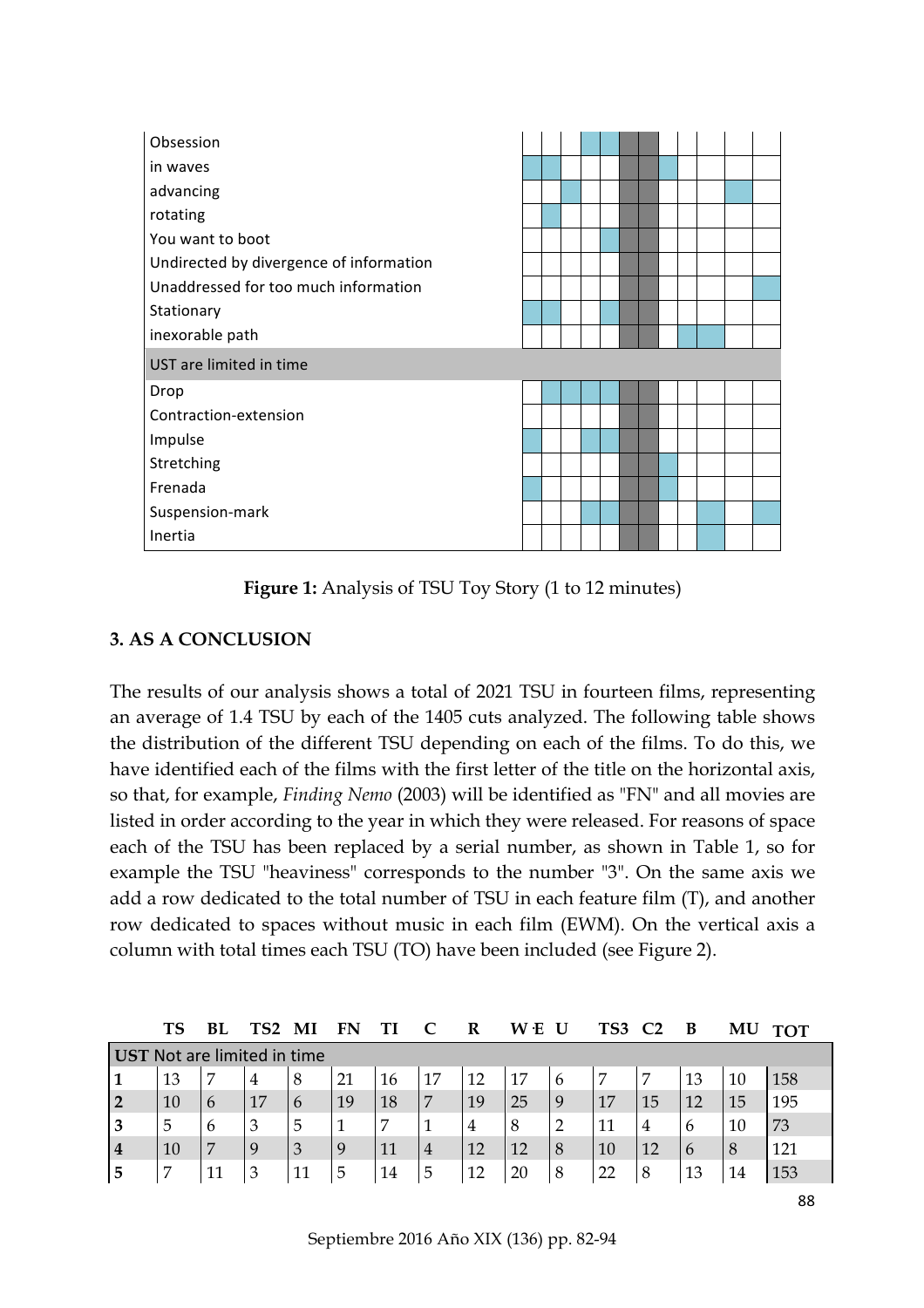| | 1 | 2 | 3 | 4 | 5 | 6 | 7 | 8 | 9 | 10 | 11 | 12 |
|---|---|---|---|---|---|---|---|---|---|---|---|---|
| Obsession | | | | ■ | ■ | ▒ | ▒ | | | | | |
| in waves | ■ | ■ | | | | ▒ | ▒ | ■ | | | | |
| advancing | | | ■ | | | ▒ | ▒ | | | | ■ | |
| rotating | | ■ | | | | ▒ | ▒ | | | | | |
| You want to boot | | | | | ■ | ▒ | ▒ | | | | | |
| Undirected by divergence of information | | | | | | ▒ | ▒ | | | | | |
| Unaddressed for too much information | | | | | | ▒ | ▒ | | | | | ■ |
| Stationary | ■ | ■ | | | ■ | ▒ | ▒ | | | | | |
| inexorable path | | | | | | ▒ | ▒ | | ■ | ■ | | |
| **UST are limited in time** | | | | | | | | | | | | |
| Drop | | ■ | ■ | ■ | ■ | ▒ | ▒ | | | | | |
| Contraction-extension | | | | | | ▒ | ▒ | | | | | |
| Impulse | ■ | | | ■ | ■ | ▒ | ▒ | | | | | |
| Stretching | | | | | | ▒ | ▒ | ■ | | | | |
| Frenada | ■ | | | | | ▒ | ▒ | ■ | | | | |
| Suspension-mark | | | | ■ | ■ | ▒ | ▒ | | | ■ | | ■ |
| Inertia | | | | | | ▒ | ▒ | | | ■ | | |

**Figure 1:** Analysis of TSU Toy Story (1 to 12 minutes)

## 3. AS A CONCLUSION

The results of our analysis shows a total of 2021 TSU in fourteen films, representing an average of 1.4 TSU by each of the 1405 cuts analyzed. The following table shows the distribution of the different TSU depending on each of the films. To do this, we have identified each of the films with the first letter of the title on the horizontal axis, so that, for example, *Finding Nemo* (2003) will be identified as "FN" and all movies are listed in order according to the year in which they were released. For reasons of space each of the TSU has been replaced by a serial number, as shown in Table 1, so for example the TSU "heaviness" corresponds to the number "3". On the same axis we add a row dedicated to the total number of TSU in each feature film (T), and another row dedicated to spaces without music in each film (EWM). On the vertical axis a column with total times each TSU (TO) have been included (see Figure 2).

| | TS | BL | TS2 | MI | FN | TI | C | R | W·E | U | TS3 | C2 | B | MU | TOT |
|---|---|---|---|---|---|---|---|---|---|---|---|---|---|---|---|
| **UST Not are limited in time** | | | | | | | | | | | | | | | |
| **1** | 13 | 7 | 4 | 8 | 21 | 16 | 17 | 12 | 17 | 6 | 7 | 7 | 13 | 10 | 158 |
| **2** | 10 | 6 | 17 | 6 | 19 | 18 | 7 | 19 | 25 | 9 | 17 | 15 | 12 | 15 | 195 |
| **3** | 5 | 6 | 3 | 5 | 1 | 7 | 1 | 4 | 8 | 2 | 11 | 4 | 6 | 10 | 73 |
| **4** | 10 | 7 | 9 | 3 | 9 | 11 | 4 | 12 | 12 | 8 | 10 | 12 | 6 | 8 | 121 |
| **5** | 7 | 11 | 3 | 11 | 5 | 14 | 5 | 12 | 20 | 8 | 22 | 8 | 13 | 14 | 153 |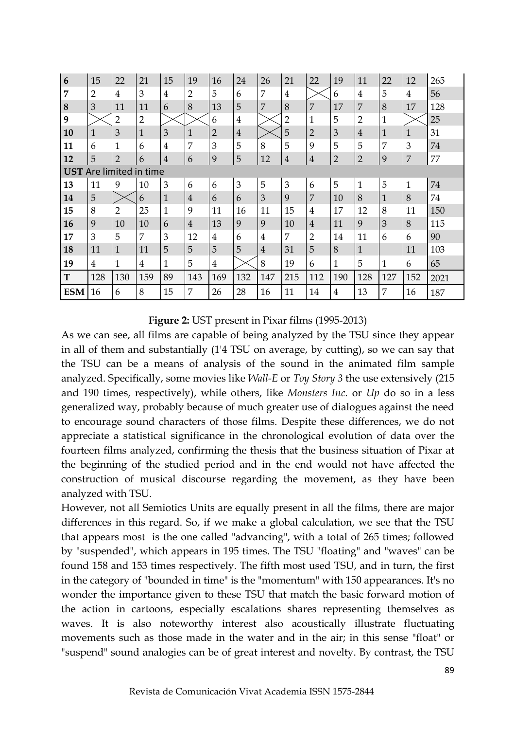| 6 | 15 | 22 | 21 | 15 | 19 | 16 | 24 | 26 | 21 | 22 | 19 | 11 | 22 | 12 | 265 |
|---|---|---|---|---|---|---|---|---|---|---|---|---|---|---|---|
| 7 | 2 | 4 | 3 | 4 | 2 | 5 | 6 | 7 | 4 | | 6 | 4 | 5 | 4 | 56 |
| 8 | 3 | 11 | 11 | 6 | 8 | 13 | 5 | 7 | 8 | 7 | 17 | 7 | 8 | 17 | 128 |
| 9 | | 2 | 2 | | | 6 | 4 | | 2 | 1 | 5 | 2 | 1 | | 25 |
| 10 | 1 | 3 | 1 | 3 | 1 | 2 | 4 | | 5 | 2 | 3 | 4 | 1 | 1 | 31 |
| 11 | 6 | 1 | 6 | 4 | 7 | 3 | 5 | 8 | 5 | 9 | 5 | 5 | 7 | 3 | 74 |
| 12 | 5 | 2 | 6 | 4 | 6 | 9 | 5 | 12 | 4 | 4 | 2 | 2 | 9 | 7 | 77 |
| **UST** Are limited in time | | | | | | | | | | | | | | | |
| 13 | 11 | 9 | 10 | 3 | 6 | 6 | 3 | 5 | 3 | 6 | 5 | 1 | 5 | 1 | 74 |
| 14 | 5 | | 6 | 1 | 4 | 6 | 6 | 3 | 9 | 7 | 10 | 8 | 1 | 8 | 74 |
| 15 | 8 | 2 | 25 | 1 | 9 | 11 | 16 | 11 | 15 | 4 | 17 | 12 | 8 | 11 | 150 |
| 16 | 9 | 10 | 10 | 6 | 4 | 13 | 9 | 9 | 10 | 4 | 11 | 9 | 3 | 8 | 115 |
| 17 | 3 | 5 | 7 | 3 | 12 | 4 | 6 | 4 | 7 | 2 | 14 | 11 | 6 | 6 | 90 |
| 18 | 11 | 1 | 11 | 5 | 5 | 5 | 5 | 4 | 31 | 5 | 8 | 1 | | 11 | 103 |
| 19 | 4 | 1 | 4 | 1 | 5 | 4 | | 8 | 19 | 6 | 1 | 5 | 1 | 6 | 65 |
| **T** | 128 | 130 | 159 | 89 | 143 | 169 | 132 | 147 | 215 | 112 | 190 | 128 | 127 | 152 | 2021 |
| **ESM** | 16 | 6 | 8 | 15 | 7 | 26 | 28 | 16 | 11 | 14 | 4 | 13 | 7 | 16 | 187 |

**Figure 2:** UST present in Pixar films (1995-2013)

As we can see, all films are capable of being analyzed by the TSU since they appear in all of them and substantially (1'4 TSU on average, by cutting), so we can say that the TSU can be a means of analysis of the sound in the animated film sample analyzed. Specifically, some movies like *Wall-E* or *Toy Story 3* the use extensively (215 and 190 times, respectively), while others, like *Monsters Inc*. or *Up* do so in a less generalized way, probably because of much greater use of dialogues against the need to encourage sound characters of those films. Despite these differences, we do not appreciate a statistical significance in the chronological evolution of data over the fourteen films analyzed, confirming the thesis that the business situation of Pixar at the beginning of the studied period and in the end would not have affected the construction of musical discourse regarding the movement, as they have been analyzed with TSU.

However, not all Semiotics Units are equally present in all the films, there are major differences in this regard. So, if we make a global calculation, we see that the TSU that appears most is the one called "advancing", with a total of 265 times; followed by "suspended", which appears in 195 times. The TSU "floating" and "waves" can be found 158 and 153 times respectively. The fifth most used TSU, and in turn, the first in the category of "bounded in time" is the "momentum" with 150 appearances. It's no wonder the importance given to these TSU that match the basic forward motion of the action in cartoons, especially escalations shares representing themselves as waves. It is also noteworthy interest also acoustically illustrate fluctuating movements such as those made in the water and in the air; in this sense "float" or "suspend" sound analogies can be of great interest and novelty. By contrast, the TSU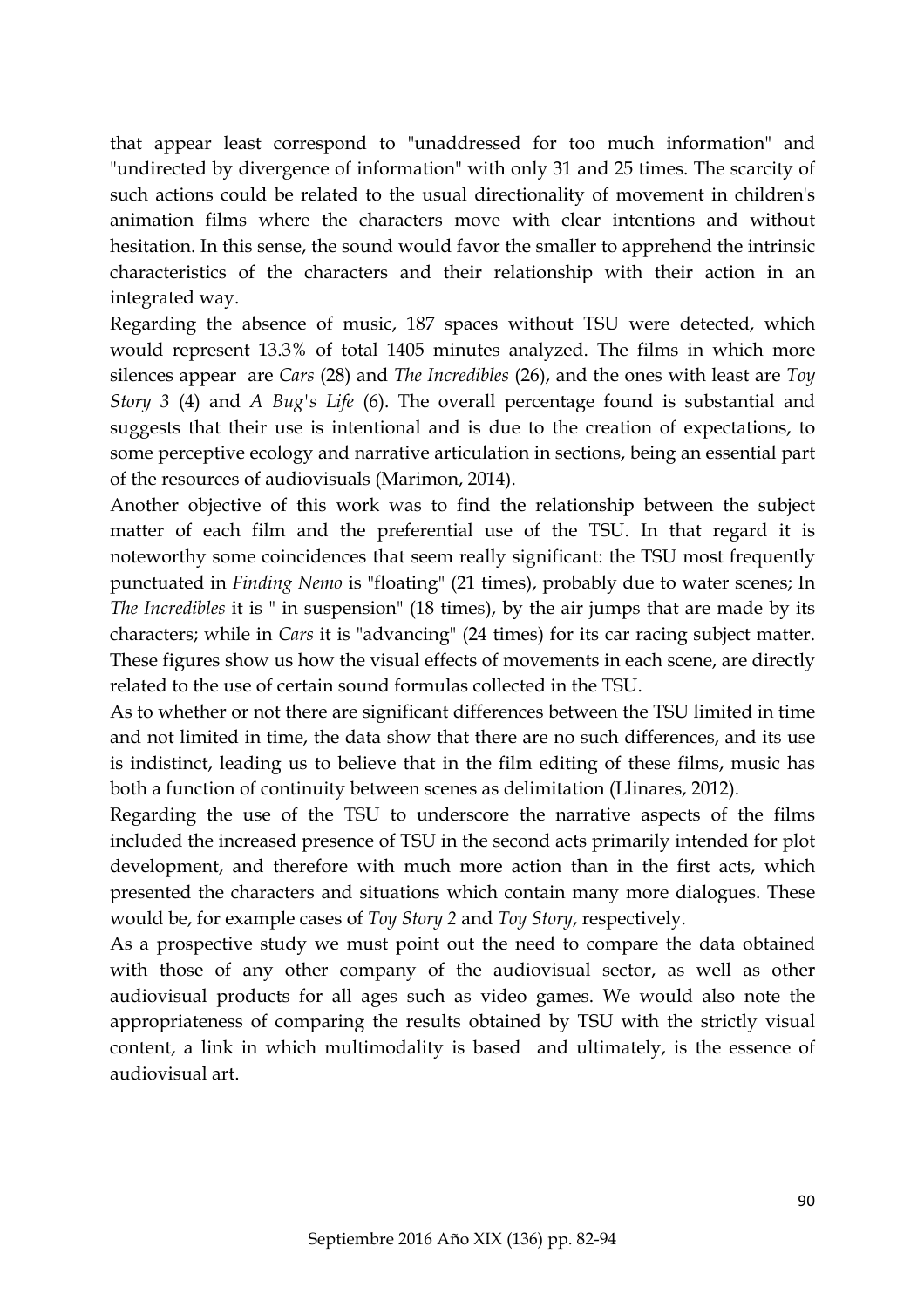that appear least correspond to "unaddressed for too much information" and "undirected by divergence of information" with only 31 and 25 times. The scarcity of such actions could be related to the usual directionality of movement in children's animation films where the characters move with clear intentions and without hesitation. In this sense, the sound would favor the smaller to apprehend the intrinsic characteristics of the characters and their relationship with their action in an integrated way.

Regarding the absence of music, 187 spaces without TSU were detected, which would represent 13.3% of total 1405 minutes analyzed. The films in which more silences appear are *Cars* (28) and *The Incredibles* (26), and the ones with least are *Toy Story 3* (4) and *A Bug's Life* (6). The overall percentage found is substantial and suggests that their use is intentional and is due to the creation of expectations, to some perceptive ecology and narrative articulation in sections, being an essential part of the resources of audiovisuals (Marimon, 2014).

Another objective of this work was to find the relationship between the subject matter of each film and the preferential use of the TSU. In that regard it is noteworthy some coincidences that seem really significant: the TSU most frequently punctuated in *Finding Nemo* is "floating" (21 times), probably due to water scenes; In *The Incredibles* it is " in suspension" (18 times), by the air jumps that are made by its characters; while in *Cars* it is "advancing" (24 times) for its car racing subject matter. These figures show us how the visual effects of movements in each scene, are directly related to the use of certain sound formulas collected in the TSU.

As to whether or not there are significant differences between the TSU limited in time and not limited in time, the data show that there are no such differences, and its use is indistinct, leading us to believe that in the film editing of these films, music has both a function of continuity between scenes as delimitation (Llinares, 2012).

Regarding the use of the TSU to underscore the narrative aspects of the films included the increased presence of TSU in the second acts primarily intended for plot development, and therefore with much more action than in the first acts, which presented the characters and situations which contain many more dialogues. These would be, for example cases of *Toy Story 2* and *Toy Story*, respectively.

As a prospective study we must point out the need to compare the data obtained with those of any other company of the audiovisual sector, as well as other audiovisual products for all ages such as video games. We would also note the appropriateness of comparing the results obtained by TSU with the strictly visual content, a link in which multimodality is based and ultimately, is the essence of audiovisual art.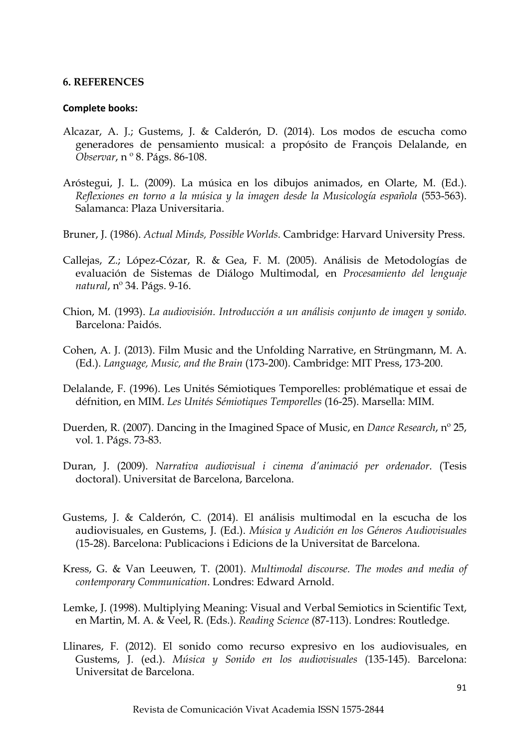**6. REFERENCES**

**Complete books:**

Alcazar, A. J.; Gustems, J. & Calderón, D. (2014). Los modos de escucha como generadores de pensamiento musical: a propósito de François Delalande, en *Observar*, n º 8. Págs. 86-108.

Aróstegui, J. L. (2009). La música en los dibujos animados, en Olarte, M. (Ed.). *Reflexiones en torno a la música y la imagen desde la Musicología española* (553-563). Salamanca: Plaza Universitaria.

Bruner, J. (1986). *Actual Minds, Possible Worlds*. Cambridge: Harvard University Press.

Callejas, Z.; López-Cózar, R. & Gea, F. M. (2005). Análisis de Metodologías de evaluación de Sistemas de Diálogo Multimodal, en *Procesamiento del lenguaje natural*, nº 34. Págs. 9-16.

Chion, M. (1993). *La audiovisión. Introducción a un análisis conjunto de imagen y sonido.* Barcelona*:* Paidós.

Cohen, A. J. (2013). Film Music and the Unfolding Narrative, en Strüngmann, M. A. (Ed.). *Language, Music, and the Brain* (173-200). Cambridge: MIT Press, 173-200.

Delalande, F. (1996). Les Unités Sémiotiques Temporelles: problématique et essai de défnition, en MIM. *Les Unités Sémiotiques Temporelles* (16-25). Marsella: MIM.

Duerden, R. (2007). Dancing in the Imagined Space of Music, en *Dance Research*, nº 25, vol. 1. Págs. 73-83.

Duran, J. (2009). *Narrativa audiovisual i cinema d'animació per ordenador*. (Tesis doctoral). Universitat de Barcelona, Barcelona.

Gustems, J. & Calderón, C. (2014). El análisis multimodal en la escucha de los audiovisuales, en Gustems, J. (Ed.). *Música y Audición en los Géneros Audiovisuales* (15-28). Barcelona: Publicacions i Edicions de la Universitat de Barcelona.

Kress, G. & Van Leeuwen, T. (2001). *Multimodal discourse. The modes and media of contemporary Communication*. Londres: Edward Arnold.

Lemke, J. (1998). Multiplying Meaning: Visual and Verbal Semiotics in Scientific Text, en Martin, M. A. & Veel, R. (Eds.). *Reading Science* (87-113). Londres: Routledge.

Llinares, F. (2012). El sonido como recurso expresivo en los audiovisuales, en Gustems, J. (ed.). *Música y Sonido en los audiovisuales* (135-145). Barcelona: Universitat de Barcelona.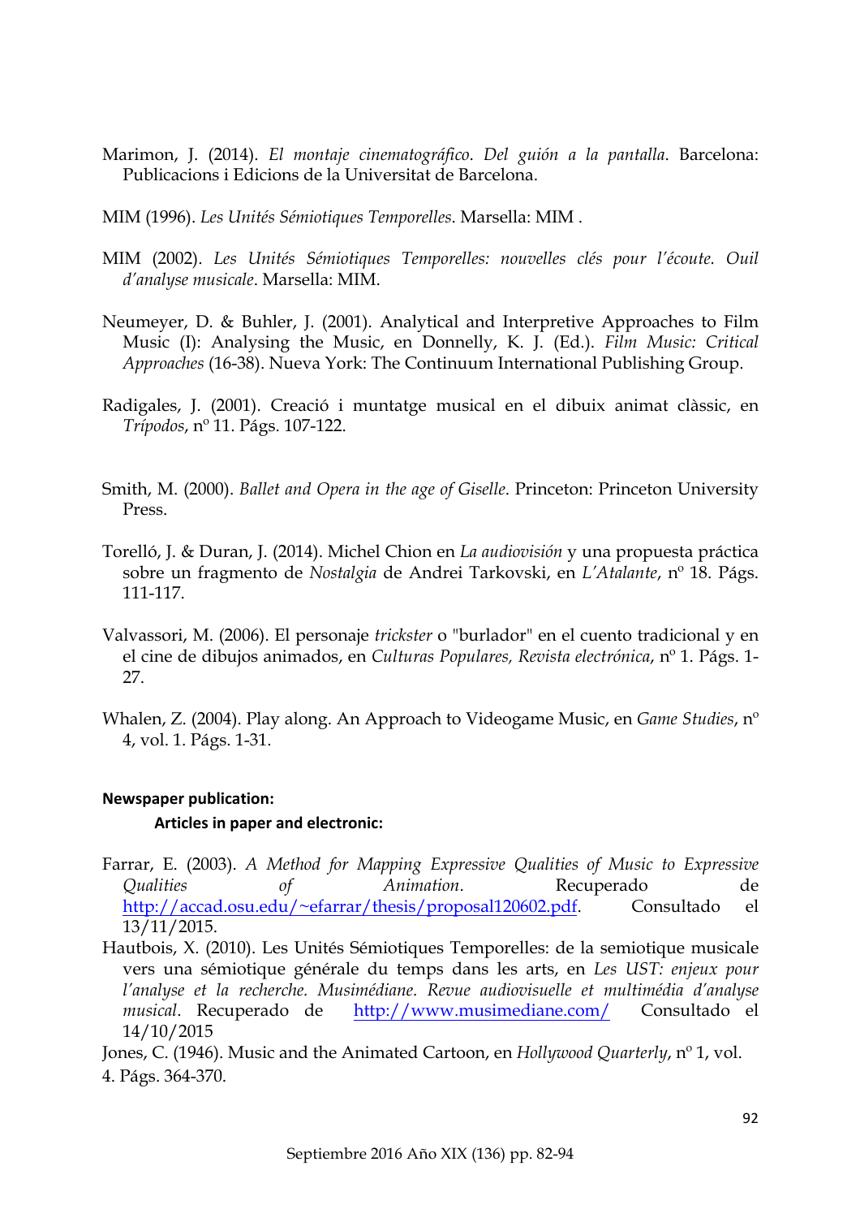Marimon, J. (2014). *El montaje cinematográfico. Del guión a la pantalla*. Barcelona: Publicacions i Edicions de la Universitat de Barcelona.

MIM (1996). *Les Unités Sémiotiques Temporelles*. Marsella: MIM .

MIM (2002). *Les Unités Sémiotiques Temporelles: nouvelles clés pour l'écoute. Ouil d'analyse musicale*. Marsella: MIM.

Neumeyer, D. & Buhler, J. (2001). Analytical and Interpretive Approaches to Film Music (I): Analysing the Music, en Donnelly, K. J. (Ed.). *Film Music: Critical Approaches* (16-38). Nueva York: The Continuum International Publishing Group.

Radigales, J. (2001). Creació i muntatge musical en el dibuix animat clàssic, en *Trípodos*, nº 11. Págs. 107-122.

Smith, M. (2000). *Ballet and Opera in the age of Giselle*. Princeton: Princeton University Press.

Toreló, J. & Duran, J. (2014). Michel Chion en *La audiovisión* y una propuesta práctica sobre un fragmento de *Nostalgia* de Andrei Tarkovski, en *L'Atalante*, nº 18. Págs. 111-117.

Valvassori, M. (2006). El personaje *trickster* o "burlador" en el cuento tradicional y en el cine de dibujos animados, en *Culturas Populares, Revista electrónica*, nº 1. Págs. 1-27.

Whalen, Z. (2004). Play along. An Approach to Videogame Music, en *Game Studies*, nº 4, vol. 1. Págs. 1-31.

**Newspaper publication:**

**Articles in paper and electronic:**

Farrar, E. (2003). *A Method for Mapping Expressive Qualities of Music to Expressive Qualities of Animation*. Recuperado de http://accad.osu.edu/~efarrar/thesis/proposal120602.pdf. Consultado el 13/11/2015.

Hautbois, X. (2010). Les Unités Sémiotiques Temporelles: de la semiotique musicale vers una sémiotique générale du temps dans les arts, en *Les UST: enjeux pour l'analyse et la recherche. Musimédiane. Revue audiovisuelle et multimédia d'analyse musical*. Recuperado de http://www.musimediane.com/ Consultado el 14/10/2015

Jones, C. (1946). Music and the Animated Cartoon, en *Hollywood Quarterly*, nº 1, vol. 4. Págs. 364-370.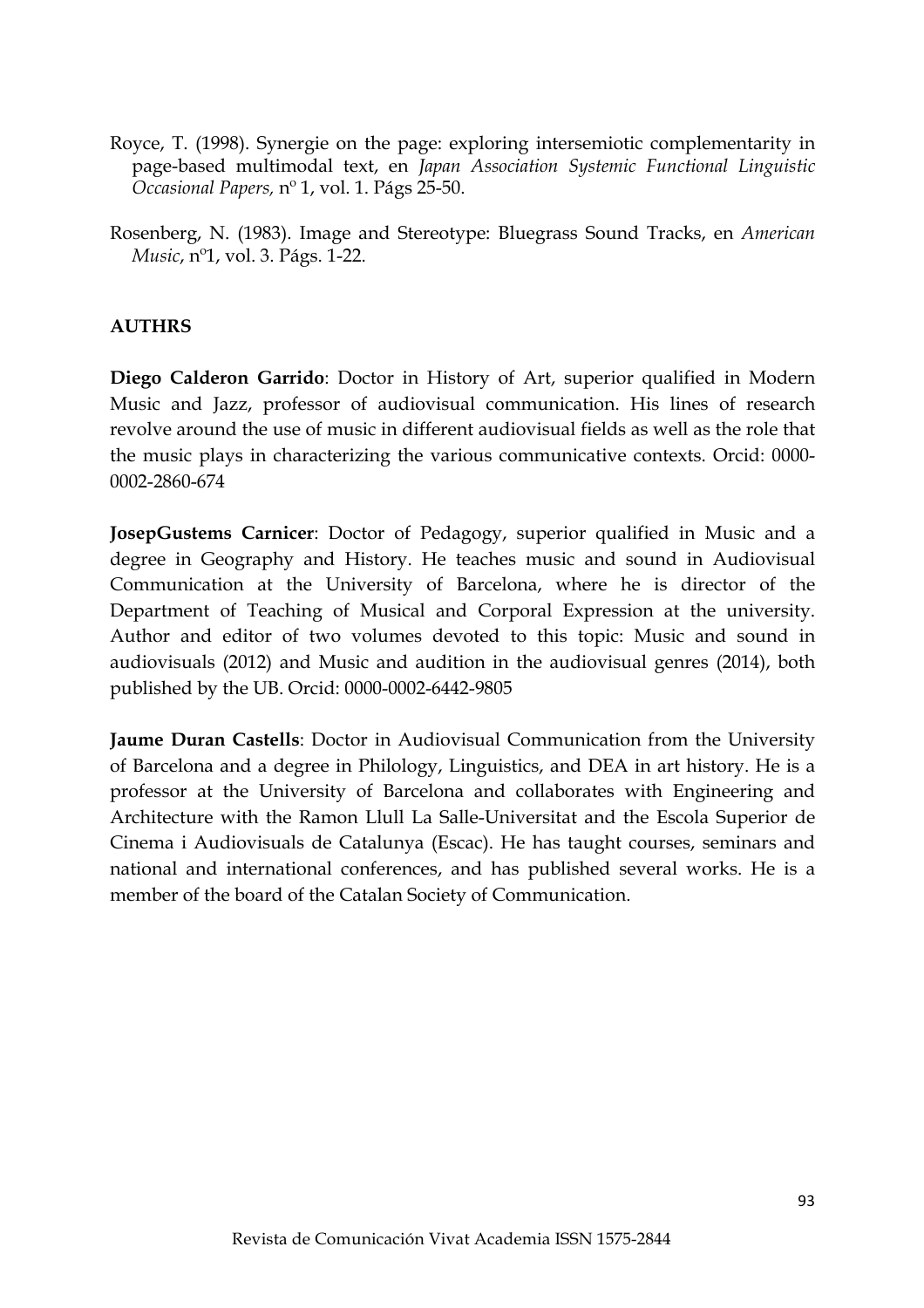Royce, T. (1998). Synergie on the page: exploring intersemiotic complementarity in page-based multimodal text, en *Japan Association Systemic Functional Linguistic Occasional Papers,* nº 1, vol. 1. Págs 25-50.

Rosenberg, N. (1983). Image and Stereotype: Bluegrass Sound Tracks, en *American Music*, nº1, vol. 3. Págs. 1-22.

**AUTHRS**

**Diego Calderon Garrido**: Doctor in History of Art, superior qualified in Modern Music and Jazz, professor of audiovisual communication. His lines of research revolve around the use of music in different audiovisual fields as well as the role that the music plays in characterizing the various communicative contexts. Orcid: 0000-0002-2860-674

**JosepGustems Carnicer**: Doctor of Pedagogy, superior qualified in Music and a degree in Geography and History. He teaches music and sound in Audiovisual Communication at the University of Barcelona, where he is director of the Department of Teaching of Musical and Corporal Expression at the university. Author and editor of two volumes devoted to this topic: Music and sound in audiovisuals (2012) and Music and audition in the audiovisual genres (2014), both published by the UB. Orcid: 0000-0002-6442-9805

**Jaume Duran Castells**: Doctor in Audiovisual Communication from the University of Barcelona and a degree in Philology, Linguistics, and DEA in art history. He is a professor at the University of Barcelona and collaborates with Engineering and Architecture with the Ramon Llull La Salle-Universitat and the Escola Superior de Cinema i Audiovisuals de Catalunya (Escac). He has taught courses, seminars and national and international conferences, and has published several works. He is a member of the board of the Catalan Society of Communication.